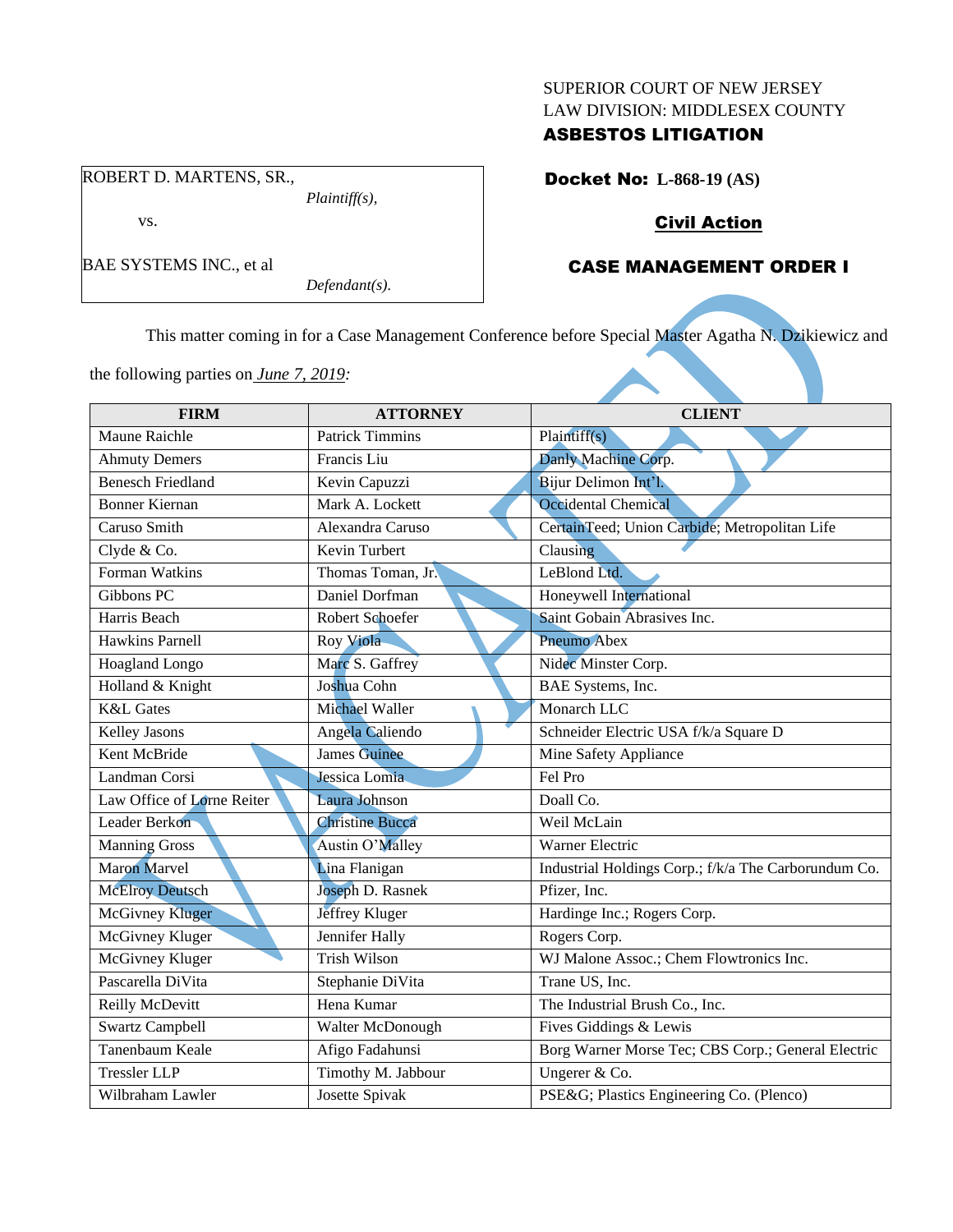SUPERIOR COURT OF NEW JERSEY
LAW DIVISION: MIDDLESEX COUNTY
**ASBESTOS LITIGATION**

ROBERT D. MARTENS, SR.,
*Plaintiff(s),*

vs.

BAE SYSTEMS INC., et al
*Defendant(s).*

**Docket No: L-868-19 (AS)**

**Civil Action**

**CASE MANAGEMENT ORDER I**

This matter coming in for a Case Management Conference before Special Master Agatha N. Dzikiewicz and the following parties on *June 7, 2019*:

| FIRM | ATTORNEY | CLIENT |
|---|---|---|
| Maune Raichle | Patrick Timmins | Plaintiff(s) |
| Ahmuty Demers | Francis Liu | Danly Machine Corp. |
| Benesch Friedland | Kevin Capuzzi | Bijur Delimon Int'l. |
| Bonner Kiernan | Mark A. Lockett | Occidental Chemical |
| Caruso Smith | Alexandra Caruso | CertainTeed; Union Carbide; Metropolitan Life |
| Clyde & Co. | Kevin Turbert | Clausing |
| Forman Watkins | Thomas Toman, Jr. | LeBlond Ltd. |
| Gibbons PC | Daniel Dorfman | Honeywell International |
| Harris Beach | Robert Schoefer | Saint Gobain Abrasives Inc. |
| Hawkins Parnell | Roy Viola | Pneumo Abex |
| Hoagland Longo | Marc S. Gaffrey | Nidec Minster Corp. |
| Holland & Knight | Joshua Cohn | BAE Systems, Inc. |
| K&L Gates | Michael Waller | Monarch LLC |
| Kelley Jasons | Angela Caliendo | Schneider Electric USA f/k/a Square D |
| Kent McBride | James Guinee | Mine Safety Appliance |
| Landman Corsi | Jessica Lomia | Fel Pro |
| Law Office of Lorne Reiter | Laura Johnson | Doall Co. |
| Leader Berkon | Christine Bucca | Weil McLain |
| Manning Gross | Austin O'Malley | Warner Electric |
| Maron Marvel | Lina Flanigan | Industrial Holdings Corp.; f/k/a The Carborundum Co. |
| McElroy Deutsch | Joseph D. Rasnek | Pfizer, Inc. |
| McGivney Kluger | Jeffrey Kluger | Hardinge Inc.; Rogers Corp. |
| McGivney Kluger | Jennifer Hally | Rogers Corp. |
| McGivney Kluger | Trish Wilson | WJ Malone Assoc.; Chem Flowtronics Inc. |
| Pascarella DiVita | Stephanie DiVita | Trane US, Inc. |
| Reilly McDevitt | Hena Kumar | The Industrial Brush Co., Inc. |
| Swartz Campbell | Walter McDonough | Fives Giddings & Lewis |
| Tanenbaum Keale | Afigo Fadahunsi | Borg Warner Morse Tec; CBS Corp.; General Electric |
| Tressler LLP | Timothy M. Jabbour | Ungerer & Co. |
| Wilbraham Lawler | Josette Spivak | PSE&G; Plastics Engineering Co. (Plenco) |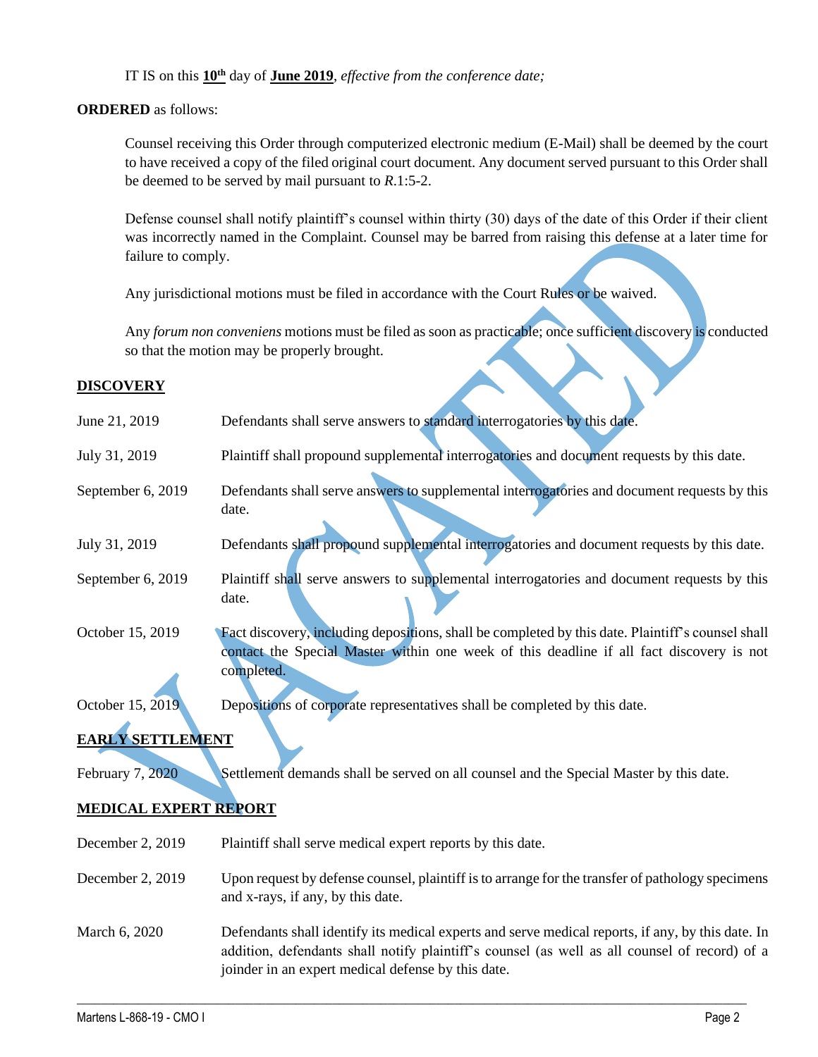IT IS on this **10th** day of **June 2019**, *effective from the conference date;*

**ORDERED** as follows:

Counsel receiving this Order through computerized electronic medium (E-Mail) shall be deemed by the court to have received a copy of the filed original court document. Any document served pursuant to this Order shall be deemed to be served by mail pursuant to *R*.1:5-2.

Defense counsel shall notify plaintiff's counsel within thirty (30) days of the date of this Order if their client was incorrectly named in the Complaint. Counsel may be barred from raising this defense at a later time for failure to comply.

Any jurisdictional motions must be filed in accordance with the Court Rules or be waived.

Any *forum non conveniens* motions must be filed as soon as practicable; once sufficient discovery is conducted so that the motion may be properly brought.

**DISCOVERY**

| | |
|---|---|
| June 21, 2019 | Defendants shall serve answers to standard interrogatories by this date. |
| July 31, 2019 | Plaintiff shall propound supplemental interrogatories and document requests by this date. |
| September 6, 2019 | Defendants shall serve answers to supplemental interrogatories and document requests by this date. |
| July 31, 2019 | Defendants shall propound supplemental interrogatories and document requests by this date. |
| September 6, 2019 | Plaintiff shall serve answers to supplemental interrogatories and document requests by this date. |
| October 15, 2019 | Fact discovery, including depositions, shall be completed by this date. Plaintiff's counsel shall contact the Special Master within one week of this deadline if all fact discovery is not completed. |
| October 15, 2019 | Depositions of corporate representatives shall be completed by this date. |

**EARLY SETTLEMENT**

| | |
|---|---|
| February 7, 2020 | Settlement demands shall be served on all counsel and the Special Master by this date. |

**MEDICAL EXPERT REPORT**

| | |
|---|---|
| December 2, 2019 | Plaintiff shall serve medical expert reports by this date. |
| December 2, 2019 | Upon request by defense counsel, plaintiff is to arrange for the transfer of pathology specimens and x-rays, if any, by this date. |
| March 6, 2020 | Defendants shall identify its medical experts and serve medical reports, if any, by this date. In addition, defendants shall notify plaintiff's counsel (as well as all counsel of record) of a joinder in an expert medical defense by this date. |

VACATED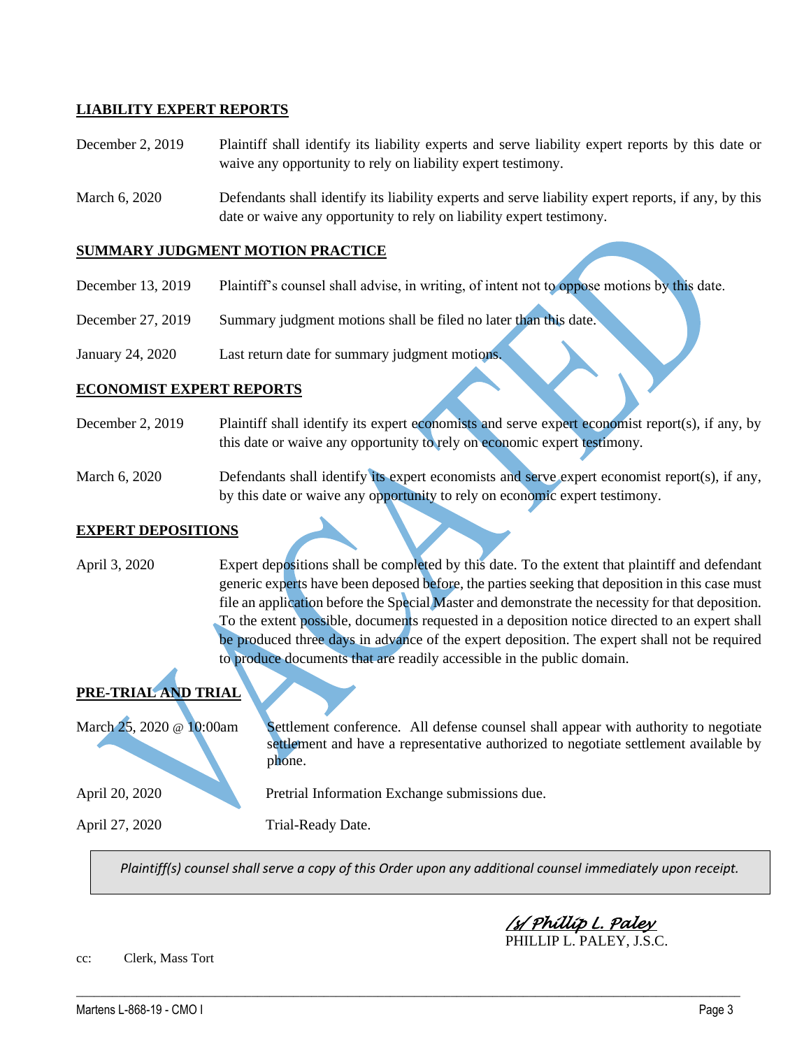**LIABILITY EXPERT REPORTS**

| | |
|---|---|
| December 2, 2019 | Plaintiff shall identify its liability experts and serve liability expert reports by this date or waive any opportunity to rely on liability expert testimony. |
| March 6, 2020 | Defendants shall identify its liability experts and serve liability expert reports, if any, by this date or waive any opportunity to rely on liability expert testimony. |

**SUMMARY JUDGMENT MOTION PRACTICE**

| | |
|---|---|
| December 13, 2019 | Plaintiff's counsel shall advise, in writing, of intent not to oppose motions by this date. |
| December 27, 2019 | Summary judgment motions shall be filed no later than this date. |
| January 24, 2020 | Last return date for summary judgment motions. |

**ECONOMIST EXPERT REPORTS**

| | |
|---|---|
| December 2, 2019 | Plaintiff shall identify its expert economists and serve expert economist report(s), if any, by this date or waive any opportunity to rely on economic expert testimony. |
| March 6, 2020 | Defendants shall identify its expert economists and serve expert economist report(s), if any, by this date or waive any opportunity to rely on economic expert testimony. |

**EXPERT DEPOSITIONS**

| | |
|---|---|
| April 3, 2020 | Expert depositions shall be completed by this date. To the extent that plaintiff and defendant generic experts have been deposed before, the parties seeking that deposition in this case must file an application before the Special Master and demonstrate the necessity for that deposition. To the extent possible, documents requested in a deposition notice directed to an expert shall be produced three days in advance of the expert deposition. The expert shall not be required to produce documents that are readily accessible in the public domain. |

**PRE-TRIAL AND TRIAL**

| | |
|---|---|
| March 25, 2020 @ 10:00am | Settlement conference. All defense counsel shall appear with authority to negotiate settlement and have a representative authorized to negotiate settlement available by phone. |
| April 20, 2020 | Pretrial Information Exchange submissions due. |
| April 27, 2020 | Trial-Ready Date. |

*Plaintiff(s) counsel shall serve a copy of this Order upon any additional counsel immediately upon receipt.*

/s/ Phillip L. Paley
PHILLIP L. PALEY, J.S.C.

cc: Clerk, Mass Tort

VACATED